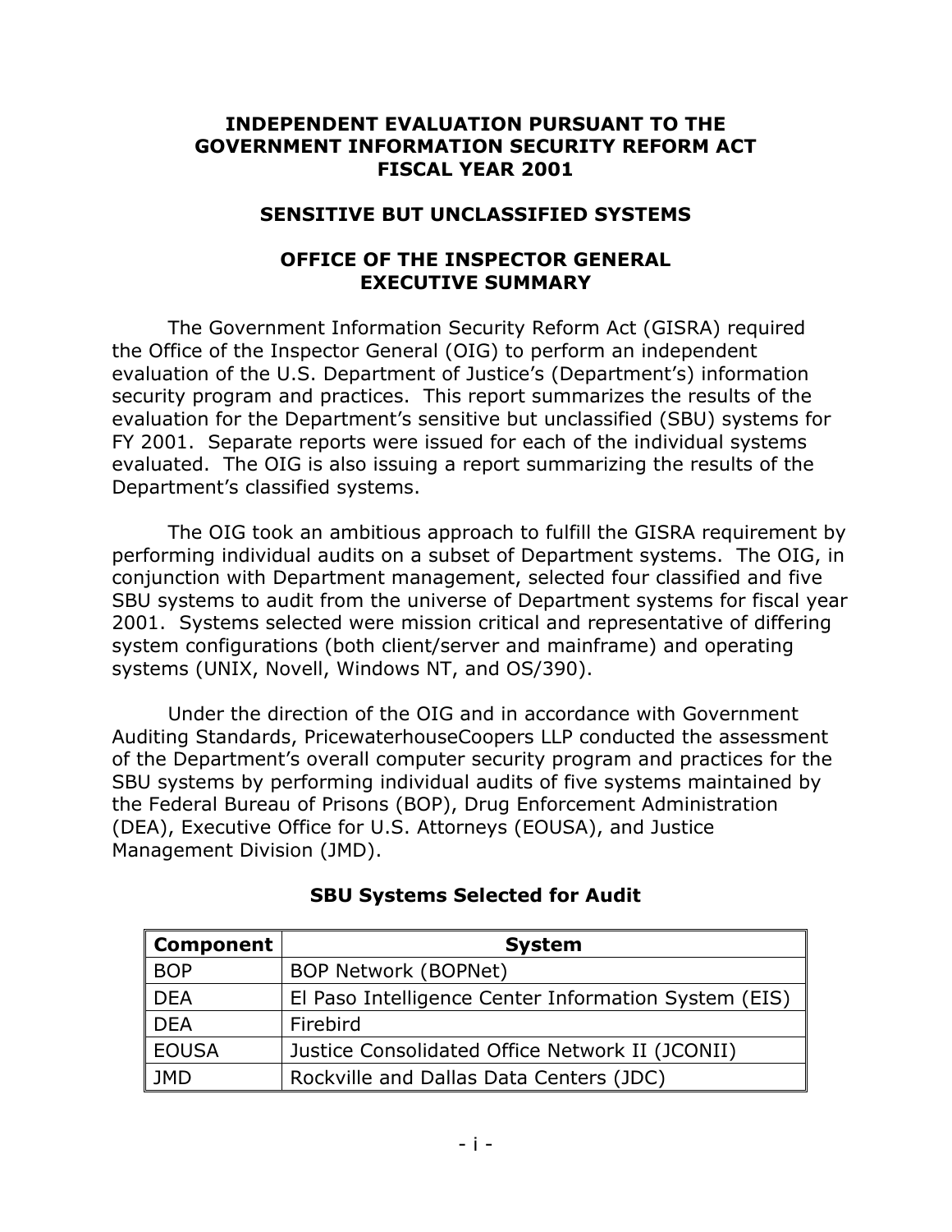# INDEPENDENT EVALUATION PURSUANT TO THE GOVERNMENT INFORMATION SECURITY REFORM ACT FISCAL YEAR 2001

## SENSITIVE BUT UNCLASSIFIED SYSTEMS

## OFFICE OF THE INSPECTOR GENERAL EXECUTIVE SUMMARY

The Government Information Security Reform Act (GISRA) required the Office of the Inspector General (OIG) to perform an independent evaluation of the U.S. Department of Justice's (Department's) information security program and practices. This report summarizes the results of the evaluation for the Department's sensitive but unclassified (SBU) systems for FY 2001. Separate reports were issued for each of the individual systems evaluated. The OIG is also issuing a report summarizing the results of the Department's classified systems.

The OIG took an ambitious approach to fulfill the GISRA requirement by performing individual audits on a subset of Department systems. The OIG, in conjunction with Department management, selected four classified and five SBU systems to audit from the universe of Department systems for fiscal year 2001. Systems selected were mission critical and representative of differing system configurations (both client/server and mainframe) and operating systems (UNIX, Novell, Windows NT, and OS/390).

Under the direction of the OIG and in accordance with Government Auditing Standards, PricewaterhouseCoopers LLP conducted the assessment of the Department's overall computer security program and practices for the SBU systems by performing individual audits of five systems maintained by the Federal Bureau of Prisons (BOP), Drug Enforcement Administration (DEA), Executive Office for U.S. Attorneys (EOUSA), and Justice Management Division (JMD).

**SBU Systems Selected for Audit**

| Component | System |
|---|---|
| BOP | BOP Network (BOPNet) |
| DEA | El Paso Intelligence Center Information System (EIS) |
| DEA | Firebird |
| EOUSA | Justice Consolidated Office Network II (JCONII) |
| JMD | Rockville and Dallas Data Centers (JDC) |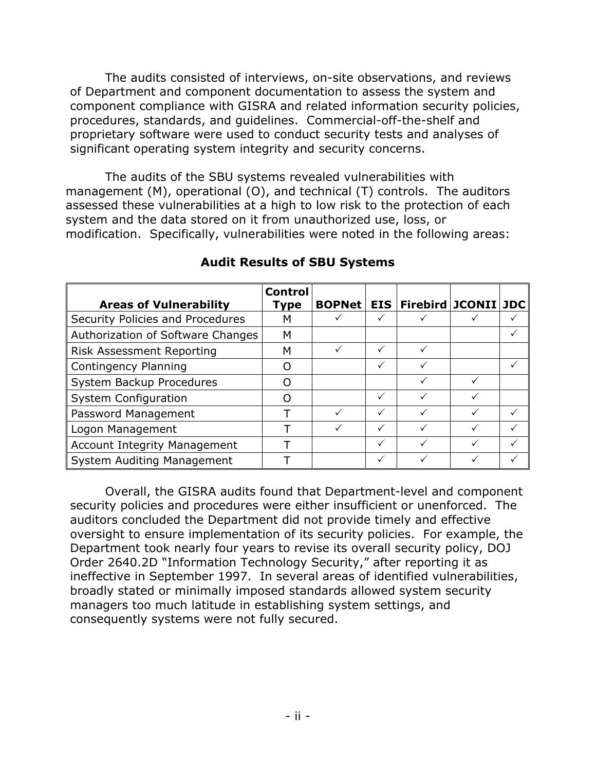The audits consisted of interviews, on-site observations, and reviews of Department and component documentation to assess the system and component compliance with GISRA and related information security policies, procedures, standards, and guidelines. Commercial-off-the-shelf and proprietary software were used to conduct security tests and analyses of significant operating system integrity and security concerns.

The audits of the SBU systems revealed vulnerabilities with management (M), operational (O), and technical (T) controls. The auditors assessed these vulnerabilities at a high to low risk to the protection of each system and the data stored on it from unauthorized use, loss, or modification. Specifically, vulnerabilities were noted in the following areas:

**Audit Results of SBU Systems**

| Areas of Vulnerability | Control Type | BOPNet | EIS | Firebird | JCONII | JDC |
|---|---|---|---|---|---|---|
| Security Policies and Procedures | M | ✓ | ✓ | ✓ | ✓ | ✓ |
| Authorization of Software Changes | M | | | | | ✓ |
| Risk Assessment Reporting | M | ✓ | ✓ | ✓ | | |
| Contingency Planning | O | | ✓ | ✓ | | ✓ |
| System Backup Procedures | O | | | ✓ | ✓ | |
| System Configuration | O | | ✓ | ✓ | ✓ | |
| Password Management | T | ✓ | ✓ | ✓ | ✓ | ✓ |
| Logon Management | T | ✓ | ✓ | ✓ | ✓ | ✓ |
| Account Integrity Management | T | | ✓ | ✓ | ✓ | ✓ |
| System Auditing Management | T | | ✓ | ✓ | ✓ | ✓ |

Overall, the GISRA audits found that Department-level and component security policies and procedures were either insufficient or unenforced. The auditors concluded the Department did not provide timely and effective oversight to ensure implementation of its security policies. For example, the Department took nearly four years to revise its overall security policy, DOJ Order 2640.2D "Information Technology Security," after reporting it as ineffective in September 1997. In several areas of identified vulnerabilities, broadly stated or minimally imposed standards allowed system security managers too much latitude in establishing system settings, and consequently systems were not fully secured.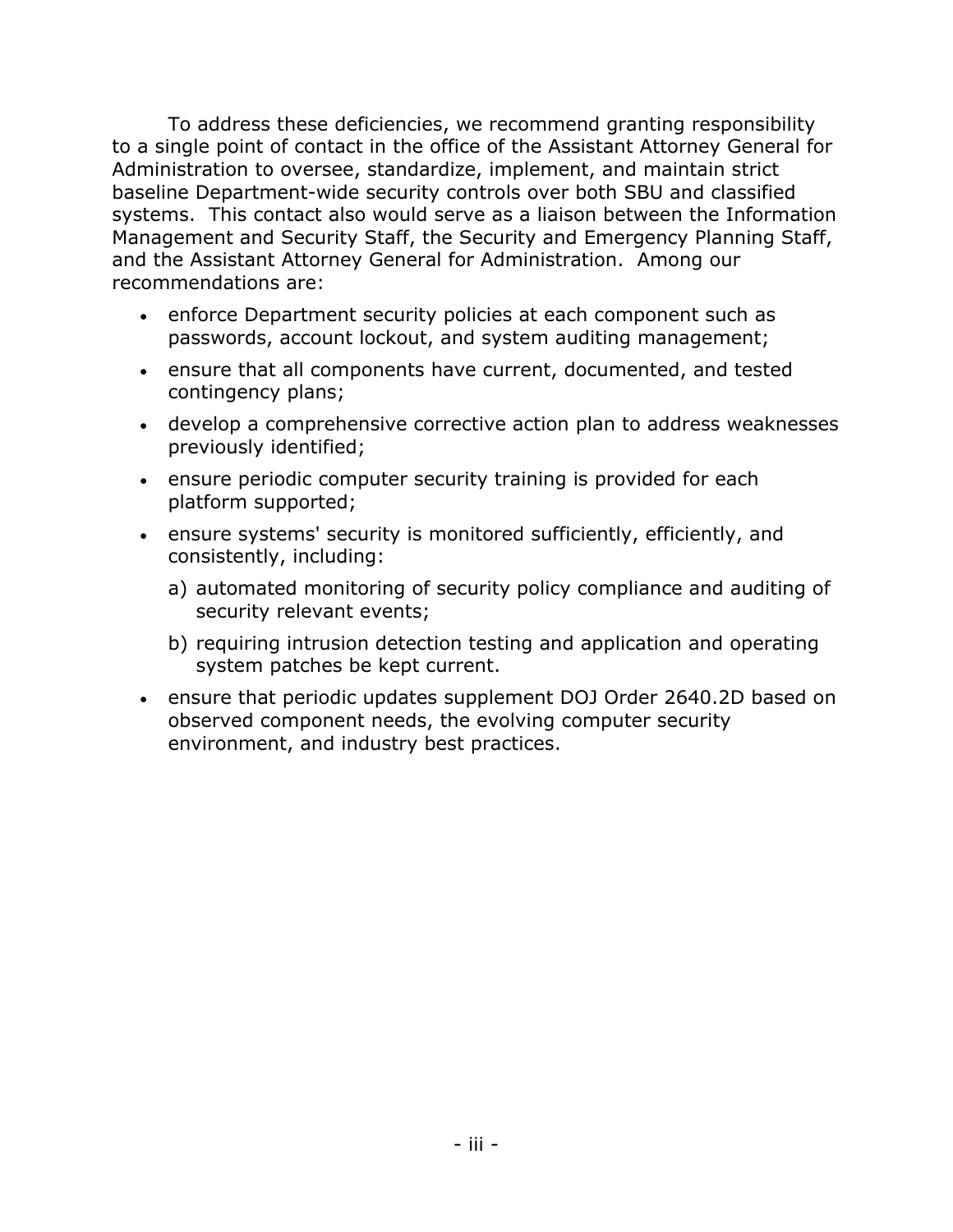To address these deficiencies, we recommend granting responsibility to a single point of contact in the office of the Assistant Attorney General for Administration to oversee, standardize, implement, and maintain strict baseline Department-wide security controls over both SBU and classified systems. This contact also would serve as a liaison between the Information Management and Security Staff, the Security and Emergency Planning Staff, and the Assistant Attorney General for Administration. Among our recommendations are:

- enforce Department security policies at each component such as passwords, account lockout, and system auditing management;
- ensure that all components have current, documented, and tested contingency plans;
- develop a comprehensive corrective action plan to address weaknesses previously identified;
- ensure periodic computer security training is provided for each platform supported;
- ensure systems' security is monitored sufficiently, efficiently, and consistently, including:
  a) automated monitoring of security policy compliance and auditing of security relevant events;
  b) requiring intrusion detection testing and application and operating system patches be kept current.
- ensure that periodic updates supplement DOJ Order 2640.2D based on observed component needs, the evolving computer security environment, and industry best practices.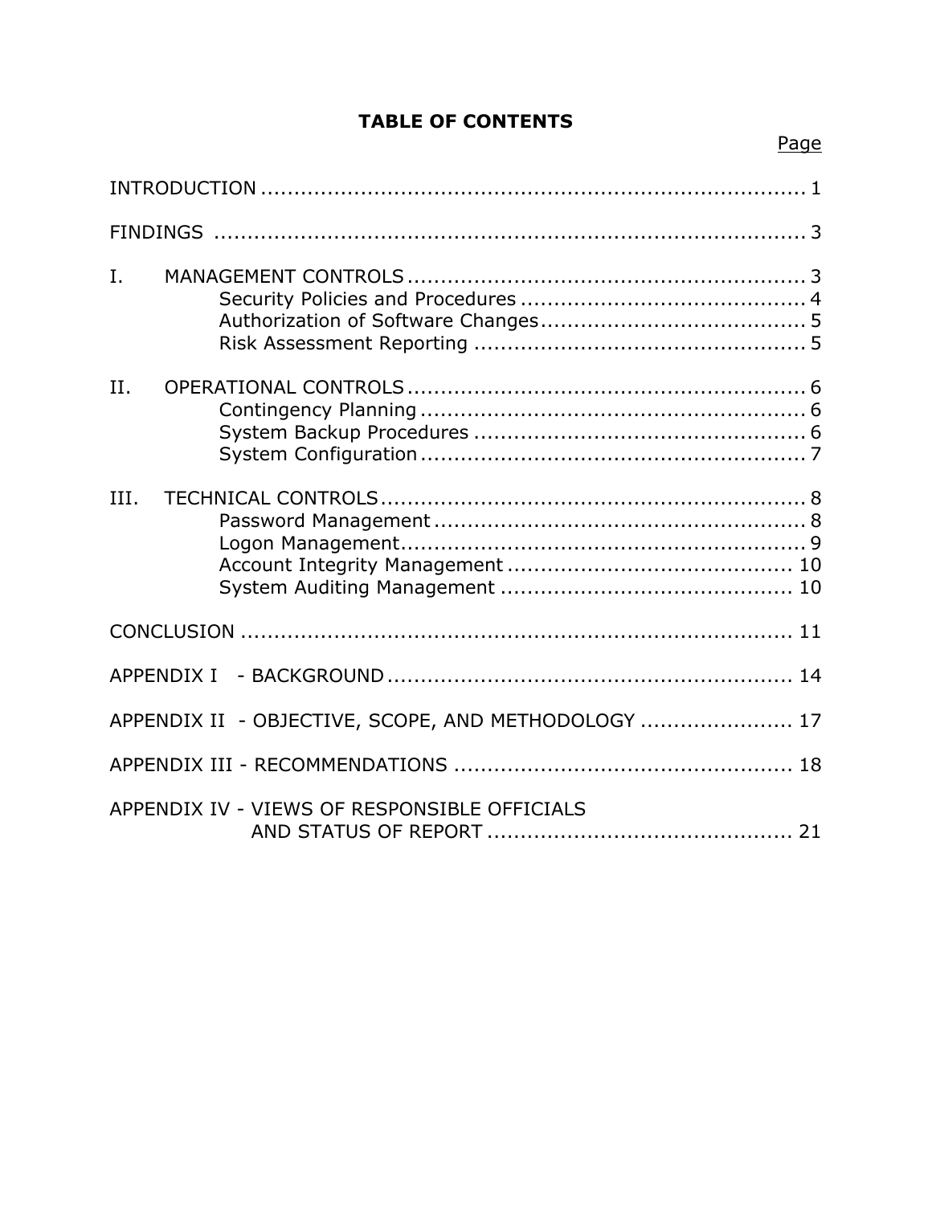# TABLE OF CONTENTS

| | Page |
|---|---|
| INTRODUCTION | 1 |
| FINDINGS | 3 |
| I. MANAGEMENT CONTROLS | 3 |
| Security Policies and Procedures | 4 |
| Authorization of Software Changes | 5 |
| Risk Assessment Reporting | 5 |
| II. OPERATIONAL CONTROLS | 6 |
| Contingency Planning | 6 |
| System Backup Procedures | 6 |
| System Configuration | 7 |
| III. TECHNICAL CONTROLS | 8 |
| Password Management | 8 |
| Logon Management | 9 |
| Account Integrity Management | 10 |
| System Auditing Management | 10 |
| CONCLUSION | 11 |
| APPENDIX I - BACKGROUND | 14 |
| APPENDIX II - OBJECTIVE, SCOPE, AND METHODOLOGY | 17 |
| APPENDIX III - RECOMMENDATIONS | 18 |
| APPENDIX IV - VIEWS OF RESPONSIBLE OFFICIALS AND STATUS OF REPORT | 21 |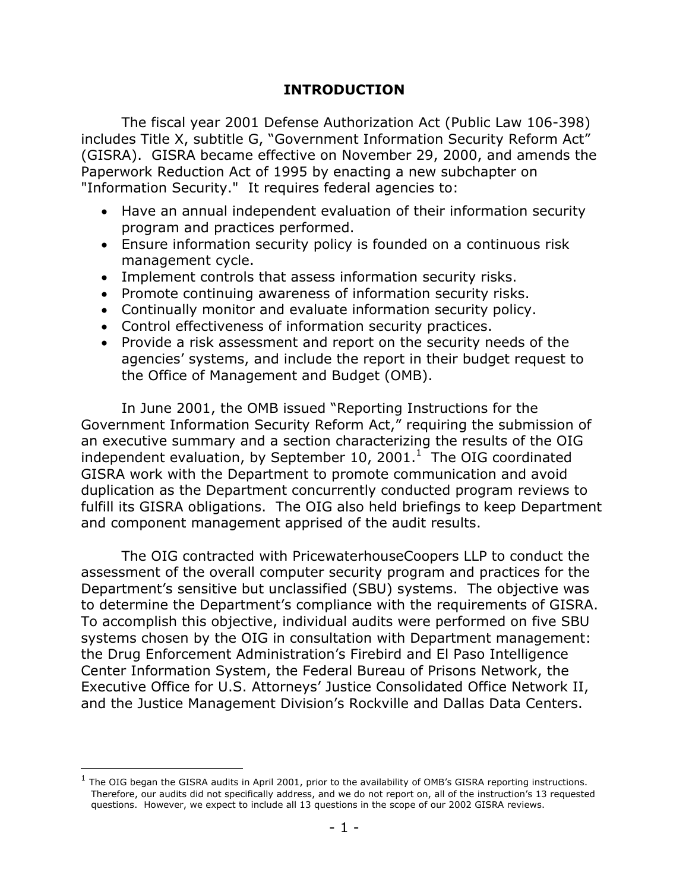# INTRODUCTION

The fiscal year 2001 Defense Authorization Act (Public Law 106-398) includes Title X, subtitle G, "Government Information Security Reform Act" (GISRA). GISRA became effective on November 29, 2000, and amends the Paperwork Reduction Act of 1995 by enacting a new subchapter on "Information Security." It requires federal agencies to:

- Have an annual independent evaluation of their information security program and practices performed.
- Ensure information security policy is founded on a continuous risk management cycle.
- Implement controls that assess information security risks.
- Promote continuing awareness of information security risks.
- Continually monitor and evaluate information security policy.
- Control effectiveness of information security practices.
- Provide a risk assessment and report on the security needs of the agencies' systems, and include the report in their budget request to the Office of Management and Budget (OMB).

In June 2001, the OMB issued "Reporting Instructions for the Government Information Security Reform Act," requiring the submission of an executive summary and a section characterizing the results of the OIG independent evaluation, by September 10, 2001.[1] The OIG coordinated GISRA work with the Department to promote communication and avoid duplication as the Department concurrently conducted program reviews to fulfill its GISRA obligations. The OIG also held briefings to keep Department and component management apprised of the audit results.

The OIG contracted with PricewaterhouseCoopers LLP to conduct the assessment of the overall computer security program and practices for the Department's sensitive but unclassified (SBU) systems. The objective was to determine the Department's compliance with the requirements of GISRA. To accomplish this objective, individual audits were performed on five SBU systems chosen by the OIG in consultation with Department management: the Drug Enforcement Administration's Firebird and El Paso Intelligence Center Information System, the Federal Bureau of Prisons Network, the Executive Office for U.S. Attorneys' Justice Consolidated Office Network II, and the Justice Management Division's Rockville and Dallas Data Centers.

[1] The OIG began the GISRA audits in April 2001, prior to the availability of OMB's GISRA reporting instructions. Therefore, our audits did not specifically address, and we do not report on, all of the instruction's 13 requested questions. However, we expect to include all 13 questions in the scope of our 2002 GISRA reviews.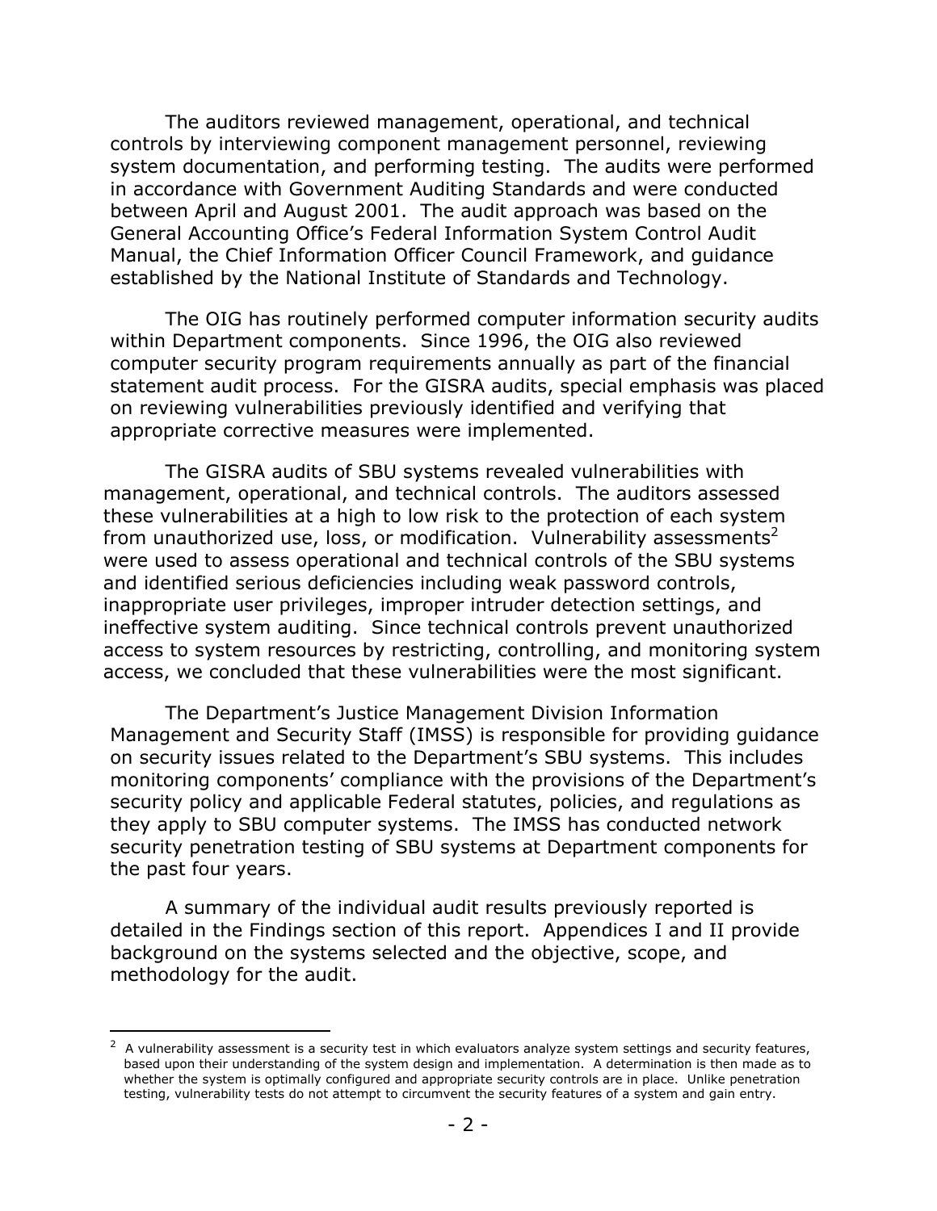The auditors reviewed management, operational, and technical controls by interviewing component management personnel, reviewing system documentation, and performing testing. The audits were performed in accordance with Government Auditing Standards and were conducted between April and August 2001. The audit approach was based on the General Accounting Office's Federal Information System Control Audit Manual, the Chief Information Officer Council Framework, and guidance established by the National Institute of Standards and Technology.

The OIG has routinely performed computer information security audits within Department components. Since 1996, the OIG also reviewed computer security program requirements annually as part of the financial statement audit process. For the GISRA audits, special emphasis was placed on reviewing vulnerabilities previously identified and verifying that appropriate corrective measures were implemented.

The GISRA audits of SBU systems revealed vulnerabilities with management, operational, and technical controls. The auditors assessed these vulnerabilities at a high to low risk to the protection of each system from unauthorized use, loss, or modification. Vulnerability assessments[2] were used to assess operational and technical controls of the SBU systems and identified serious deficiencies including weak password controls, inappropriate user privileges, improper intruder detection settings, and ineffective system auditing. Since technical controls prevent unauthorized access to system resources by restricting, controlling, and monitoring system access, we concluded that these vulnerabilities were the most significant.

The Department's Justice Management Division Information Management and Security Staff (IMSS) is responsible for providing guidance on security issues related to the Department's SBU systems. This includes monitoring components' compliance with the provisions of the Department's security policy and applicable Federal statutes, policies, and regulations as they apply to SBU computer systems. The IMSS has conducted network security penetration testing of SBU systems at Department components for the past four years.

A summary of the individual audit results previously reported is detailed in the Findings section of this report. Appendices I and II provide background on the systems selected and the objective, scope, and methodology for the audit.

[2] A vulnerability assessment is a security test in which evaluators analyze system settings and security features, based upon their understanding of the system design and implementation. A determination is then made as to whether the system is optimally configured and appropriate security controls are in place. Unlike penetration testing, vulnerability tests do not attempt to circumvent the security features of a system and gain entry.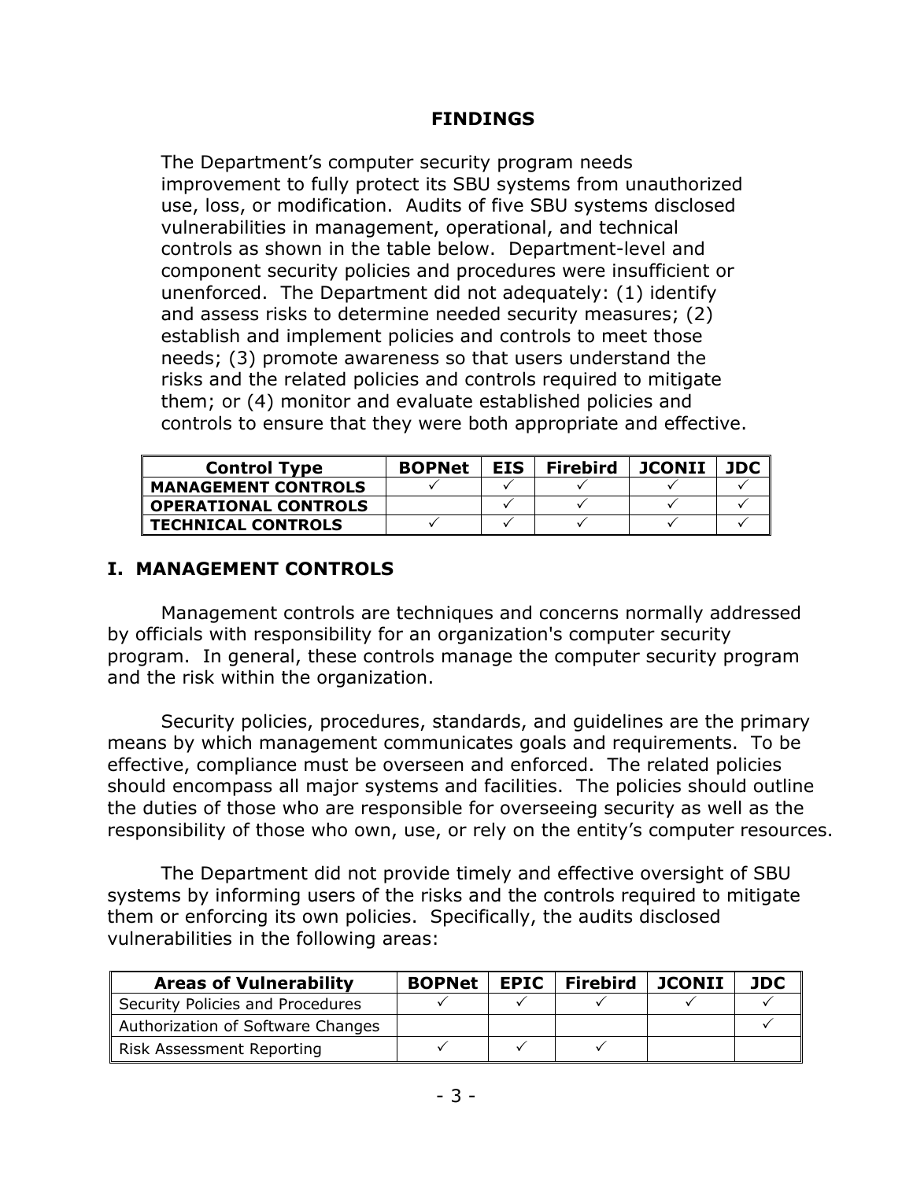## FINDINGS

The Department's computer security program needs improvement to fully protect its SBU systems from unauthorized use, loss, or modification. Audits of five SBU systems disclosed vulnerabilities in management, operational, and technical controls as shown in the table below. Department-level and component security policies and procedures were insufficient or unenforced. The Department did not adequately: (1) identify and assess risks to determine needed security measures; (2) establish and implement policies and controls to meet those needs; (3) promote awareness so that users understand the risks and the related policies and controls required to mitigate them; or (4) monitor and evaluate established policies and controls to ensure that they were both appropriate and effective.

| Control Type | BOPNet | EIS | Firebird | JCONII | JDC |
|---|---|---|---|---|---|
| **MANAGEMENT CONTROLS** | ✓ | ✓ | ✓ | ✓ | ✓ |
| **OPERATIONAL CONTROLS** | | ✓ | ✓ | ✓ | ✓ |
| **TECHNICAL CONTROLS** | ✓ | ✓ | ✓ | ✓ | ✓ |

## I. MANAGEMENT CONTROLS

Management controls are techniques and concerns normally addressed by officials with responsibility for an organization's computer security program. In general, these controls manage the computer security program and the risk within the organization.

Security policies, procedures, standards, and guidelines are the primary means by which management communicates goals and requirements. To be effective, compliance must be overseen and enforced. The related policies should encompass all major systems and facilities. The policies should outline the duties of those who are responsible for overseeing security as well as the responsibility of those who own, use, or rely on the entity's computer resources.

The Department did not provide timely and effective oversight of SBU systems by informing users of the risks and the controls required to mitigate them or enforcing its own policies. Specifically, the audits disclosed vulnerabilities in the following areas:

| Areas of Vulnerability | BOPNet | EPIC | Firebird | JCONII | JDC |
|---|---|---|---|---|---|
| Security Policies and Procedures | ✓ | ✓ | ✓ | ✓ | ✓ |
| Authorization of Software Changes | | | | | ✓ |
| Risk Assessment Reporting | ✓ | ✓ | ✓ | | |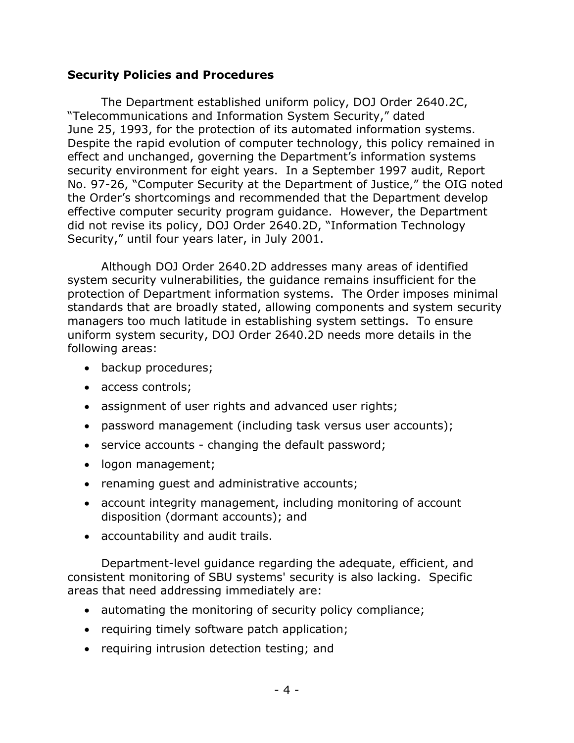## Security Policies and Procedures

The Department established uniform policy, DOJ Order 2640.2C, "Telecommunications and Information System Security," dated June 25, 1993, for the protection of its automated information systems. Despite the rapid evolution of computer technology, this policy remained in effect and unchanged, governing the Department's information systems security environment for eight years. In a September 1997 audit, Report No. 97-26, "Computer Security at the Department of Justice," the OIG noted the Order's shortcomings and recommended that the Department develop effective computer security program guidance. However, the Department did not revise its policy, DOJ Order 2640.2D, "Information Technology Security," until four years later, in July 2001.

Although DOJ Order 2640.2D addresses many areas of identified system security vulnerabilities, the guidance remains insufficient for the protection of Department information systems. The Order imposes minimal standards that are broadly stated, allowing components and system security managers too much latitude in establishing system settings. To ensure uniform system security, DOJ Order 2640.2D needs more details in the following areas:

- backup procedures;
- access controls;
- assignment of user rights and advanced user rights;
- password management (including task versus user accounts);
- service accounts - changing the default password;
- logon management;
- renaming guest and administrative accounts;
- account integrity management, including monitoring of account disposition (dormant accounts); and
- accountability and audit trails.

Department-level guidance regarding the adequate, efficient, and consistent monitoring of SBU systems' security is also lacking. Specific areas that need addressing immediately are:

- automating the monitoring of security policy compliance;
- requiring timely software patch application;
- requiring intrusion detection testing; and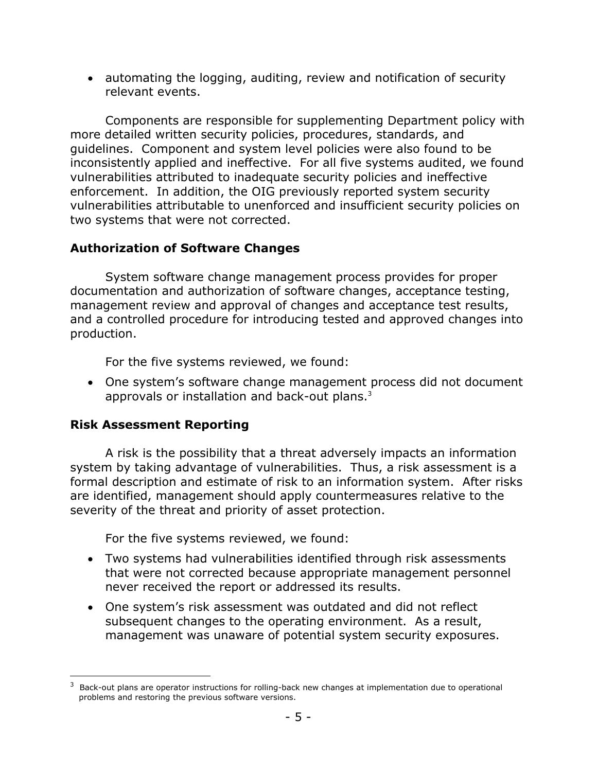- automating the logging, auditing, review and notification of security relevant events.

Components are responsible for supplementing Department policy with more detailed written security policies, procedures, standards, and guidelines. Component and system level policies were also found to be inconsistently applied and ineffective. For all five systems audited, we found vulnerabilities attributed to inadequate security policies and ineffective enforcement. In addition, the OIG previously reported system security vulnerabilities attributable to unenforced and insufficient security policies on two systems that were not corrected.

### Authorization of Software Changes

System software change management process provides for proper documentation and authorization of software changes, acceptance testing, management review and approval of changes and acceptance test results, and a controlled procedure for introducing tested and approved changes into production.

For the five systems reviewed, we found:

- One system's software change management process did not document approvals or installation and back-out plans.[3]

### Risk Assessment Reporting

A risk is the possibility that a threat adversely impacts an information system by taking advantage of vulnerabilities. Thus, a risk assessment is a formal description and estimate of risk to an information system. After risks are identified, management should apply countermeasures relative to the severity of the threat and priority of asset protection.

For the five systems reviewed, we found:

- Two systems had vulnerabilities identified through risk assessments that were not corrected because appropriate management personnel never received the report or addressed its results.
- One system's risk assessment was outdated and did not reflect subsequent changes to the operating environment. As a result, management was unaware of potential system security exposures.

[3] Back-out plans are operator instructions for rolling-back new changes at implementation due to operational problems and restoring the previous software versions.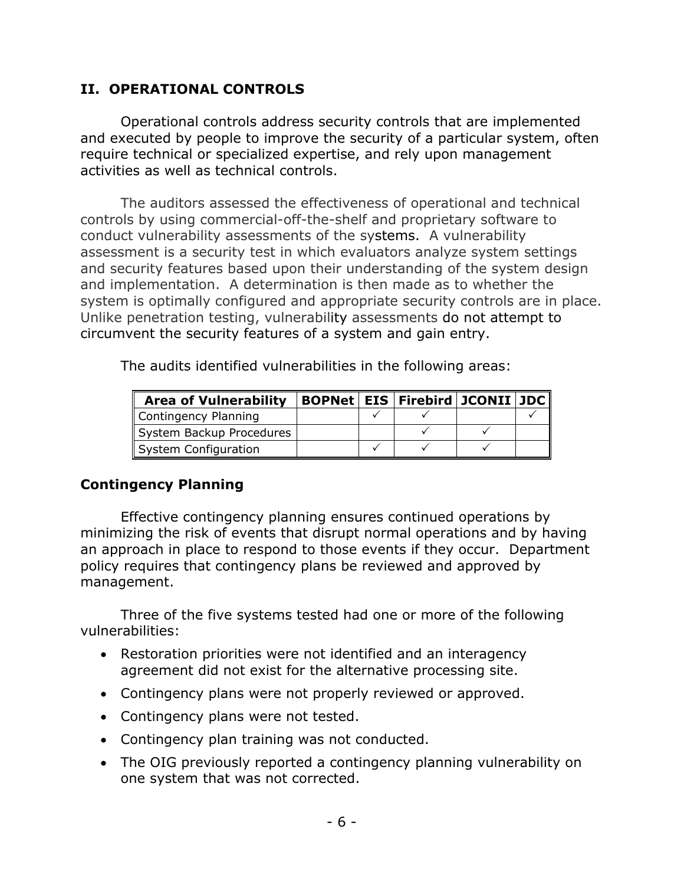## II. OPERATIONAL CONTROLS

Operational controls address security controls that are implemented and executed by people to improve the security of a particular system, often require technical or specialized expertise, and rely upon management activities as well as technical controls.

The auditors assessed the effectiveness of operational and technical controls by using commercial-off-the-shelf and proprietary software to conduct vulnerability assessments of the systems. A vulnerability assessment is a security test in which evaluators analyze system settings and security features based upon their understanding of the system design and implementation. A determination is then made as to whether the system is optimally configured and appropriate security controls are in place. Unlike penetration testing, vulnerability assessments do not attempt to circumvent the security features of a system and gain entry.

The audits identified vulnerabilities in the following areas:

| Area of Vulnerability | BOPNet | EIS | Firebird | JCONII | JDC |
|---|---|---|---|---|---|
| Contingency Planning | | ✓ | ✓ | | ✓ |
| System Backup Procedures | | | ✓ | ✓ | |
| System Configuration | | ✓ | ✓ | ✓ | |

### Contingency Planning

Effective contingency planning ensures continued operations by minimizing the risk of events that disrupt normal operations and by having an approach in place to respond to those events if they occur. Department policy requires that contingency plans be reviewed and approved by management.

Three of the five systems tested had one or more of the following vulnerabilities:

- Restoration priorities were not identified and an interagency agreement did not exist for the alternative processing site.
- Contingency plans were not properly reviewed or approved.
- Contingency plans were not tested.
- Contingency plan training was not conducted.
- The OIG previously reported a contingency planning vulnerability on one system that was not corrected.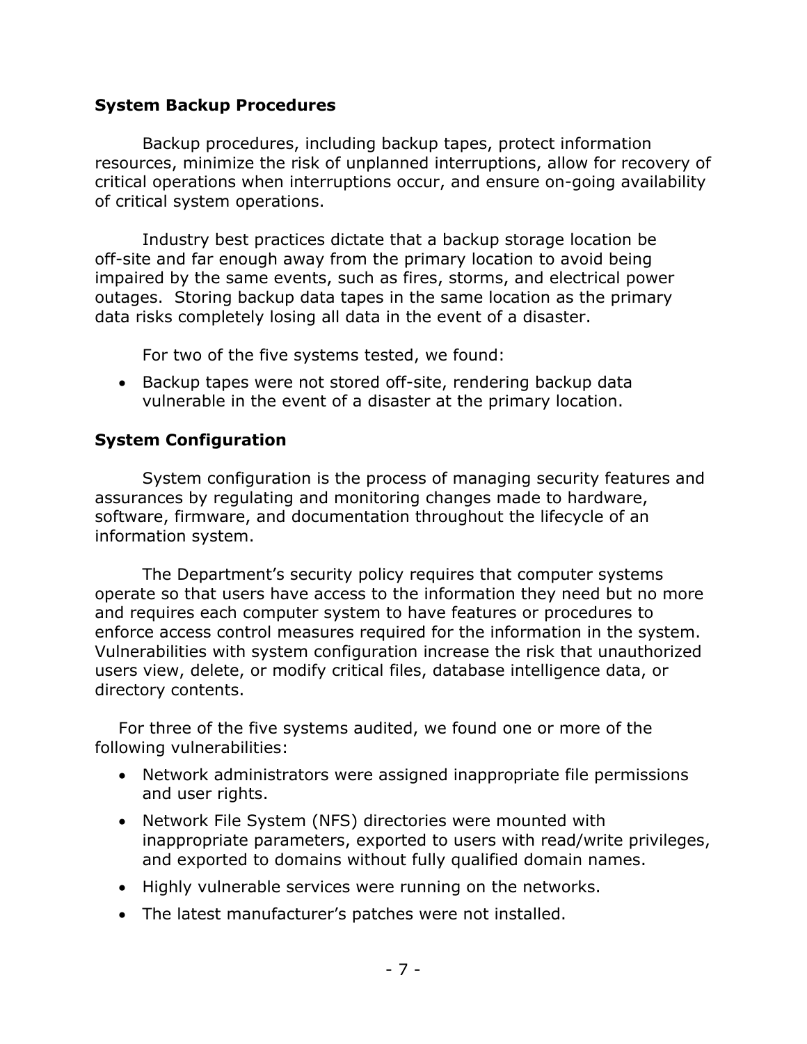### System Backup Procedures

Backup procedures, including backup tapes, protect information resources, minimize the risk of unplanned interruptions, allow for recovery of critical operations when interruptions occur, and ensure on-going availability of critical system operations.

Industry best practices dictate that a backup storage location be off-site and far enough away from the primary location to avoid being impaired by the same events, such as fires, storms, and electrical power outages. Storing backup data tapes in the same location as the primary data risks completely losing all data in the event of a disaster.

For two of the five systems tested, we found:

- Backup tapes were not stored off-site, rendering backup data vulnerable in the event of a disaster at the primary location.

### System Configuration

System configuration is the process of managing security features and assurances by regulating and monitoring changes made to hardware, software, firmware, and documentation throughout the lifecycle of an information system.

The Department's security policy requires that computer systems operate so that users have access to the information they need but no more and requires each computer system to have features or procedures to enforce access control measures required for the information in the system. Vulnerabilities with system configuration increase the risk that unauthorized users view, delete, or modify critical files, database intelligence data, or directory contents.

For three of the five systems audited, we found one or more of the following vulnerabilities:

- Network administrators were assigned inappropriate file permissions and user rights.
- Network File System (NFS) directories were mounted with inappropriate parameters, exported to users with read/write privileges, and exported to domains without fully qualified domain names.
- Highly vulnerable services were running on the networks.
- The latest manufacturer's patches were not installed.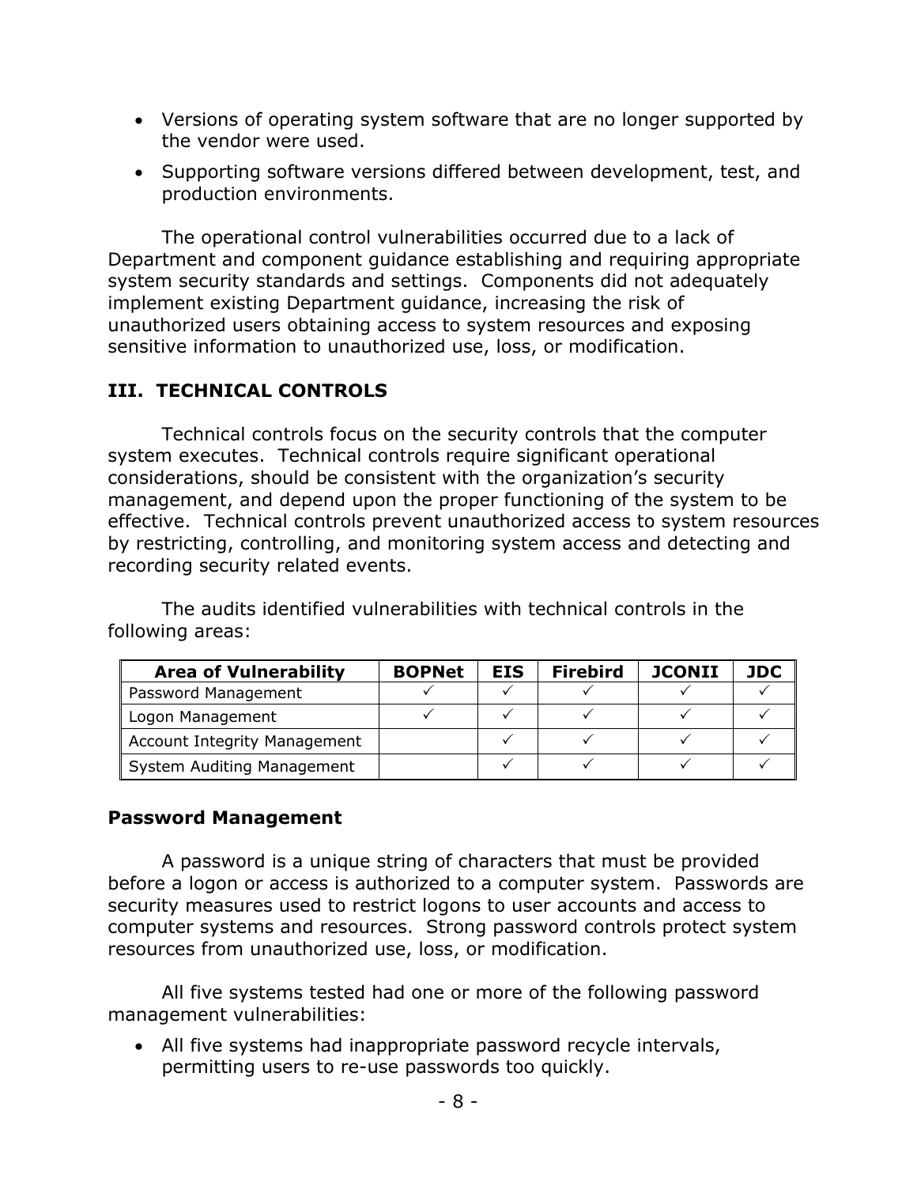- Versions of operating system software that are no longer supported by the vendor were used.
- Supporting software versions differed between development, test, and production environments.

The operational control vulnerabilities occurred due to a lack of Department and component guidance establishing and requiring appropriate system security standards and settings. Components did not adequately implement existing Department guidance, increasing the risk of unauthorized users obtaining access to system resources and exposing sensitive information to unauthorized use, loss, or modification.

## III. TECHNICAL CONTROLS

Technical controls focus on the security controls that the computer system executes. Technical controls require significant operational considerations, should be consistent with the organization's security management, and depend upon the proper functioning of the system to be effective. Technical controls prevent unauthorized access to system resources by restricting, controlling, and monitoring system access and detecting and recording security related events.

The audits identified vulnerabilities with technical controls in the following areas:

| Area of Vulnerability | BOPNet | EIS | Firebird | JCONII | JDC |
|---|---|---|---|---|---|
| Password Management | ✓ | ✓ | ✓ | ✓ | ✓ |
| Logon Management | ✓ | ✓ | ✓ | ✓ | ✓ |
| Account Integrity Management | | ✓ | ✓ | ✓ | ✓ |
| System Auditing Management | | ✓ | ✓ | ✓ | ✓ |

### Password Management

A password is a unique string of characters that must be provided before a logon or access is authorized to a computer system. Passwords are security measures used to restrict logons to user accounts and access to computer systems and resources. Strong password controls protect system resources from unauthorized use, loss, or modification.

All five systems tested had one or more of the following password management vulnerabilities:

- All five systems had inappropriate password recycle intervals, permitting users to re-use passwords too quickly.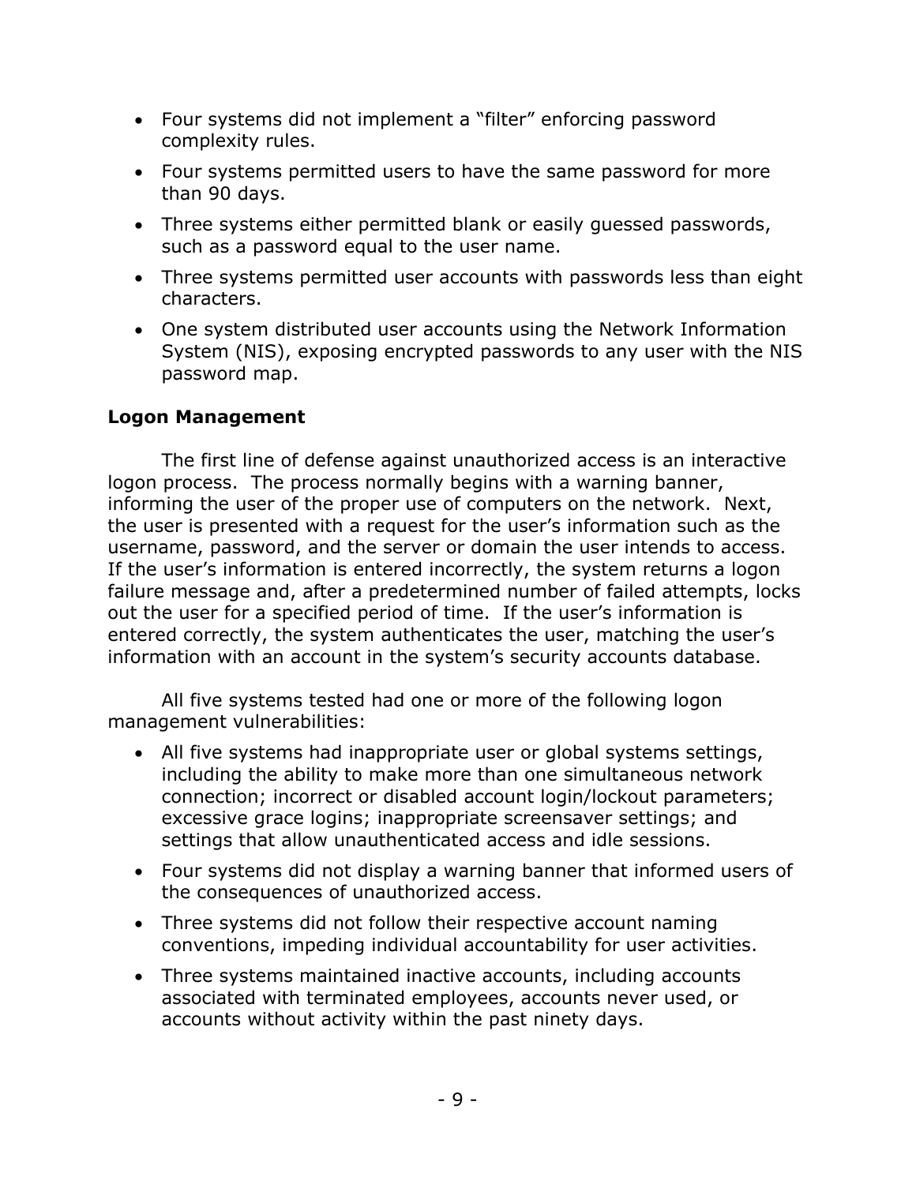- Four systems did not implement a “filter” enforcing password complexity rules.
- Four systems permitted users to have the same password for more than 90 days.
- Three systems either permitted blank or easily guessed passwords, such as a password equal to the user name.
- Three systems permitted user accounts with passwords less than eight characters.
- One system distributed user accounts using the Network Information System (NIS), exposing encrypted passwords to any user with the NIS password map.

**Logon Management**

The first line of defense against unauthorized access is an interactive logon process. The process normally begins with a warning banner, informing the user of the proper use of computers on the network. Next, the user is presented with a request for the user’s information such as the username, password, and the server or domain the user intends to access. If the user’s information is entered incorrectly, the system returns a logon failure message and, after a predetermined number of failed attempts, locks out the user for a specified period of time. If the user’s information is entered correctly, the system authenticates the user, matching the user’s information with an account in the system’s security accounts database.

All five systems tested had one or more of the following logon management vulnerabilities:

- All five systems had inappropriate user or global systems settings, including the ability to make more than one simultaneous network connection; incorrect or disabled account login/lockout parameters; excessive grace logins; inappropriate screensaver settings; and settings that allow unauthenticated access and idle sessions.
- Four systems did not display a warning banner that informed users of the consequences of unauthorized access.
- Three systems did not follow their respective account naming conventions, impeding individual accountability for user activities.
- Three systems maintained inactive accounts, including accounts associated with terminated employees, accounts never used, or accounts without activity within the past ninety days.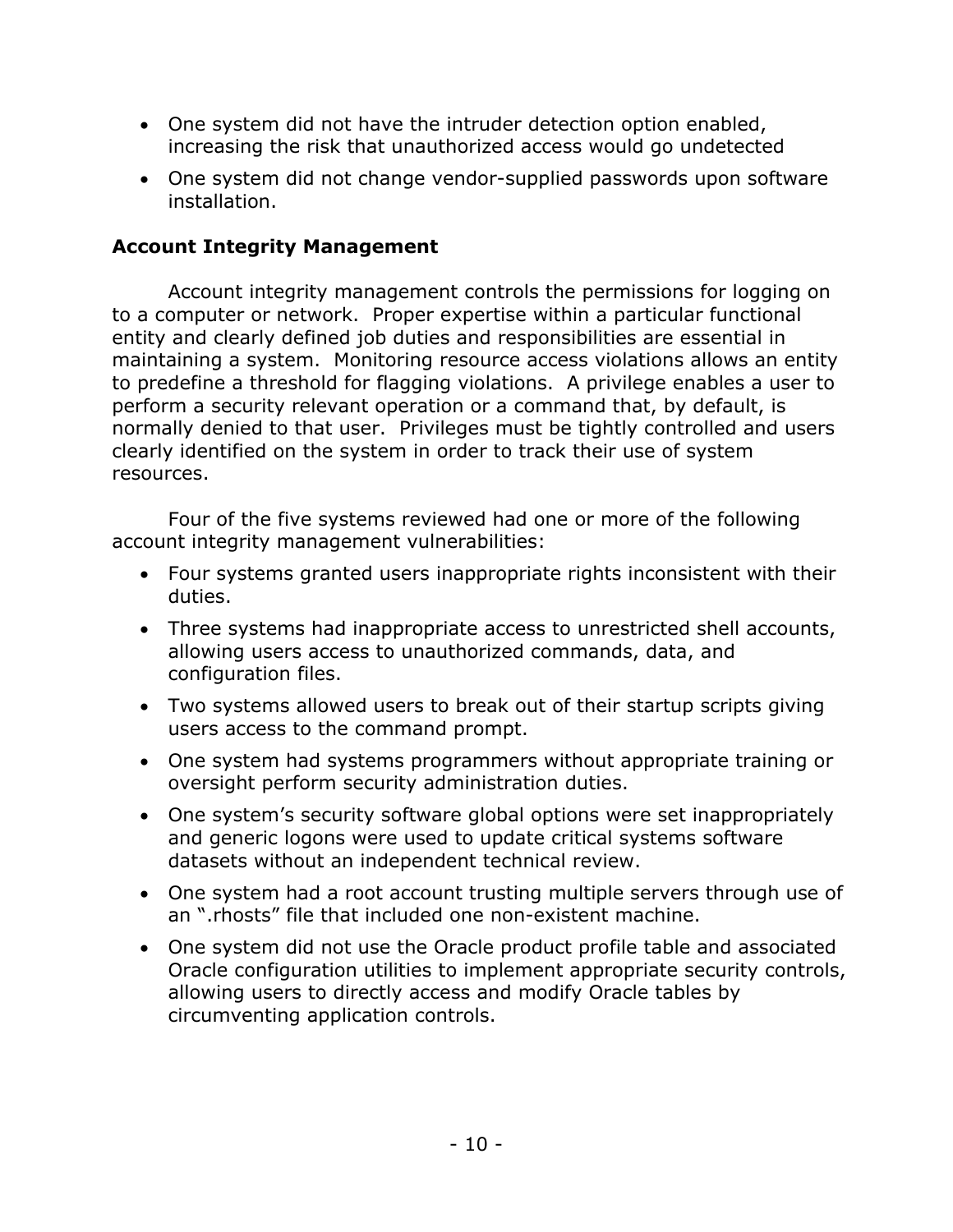- One system did not have the intruder detection option enabled, increasing the risk that unauthorized access would go undetected
- One system did not change vendor-supplied passwords upon software installation.

### Account Integrity Management

Account integrity management controls the permissions for logging on to a computer or network. Proper expertise within a particular functional entity and clearly defined job duties and responsibilities are essential in maintaining a system. Monitoring resource access violations allows an entity to predefine a threshold for flagging violations. A privilege enables a user to perform a security relevant operation or a command that, by default, is normally denied to that user. Privileges must be tightly controlled and users clearly identified on the system in order to track their use of system resources.

Four of the five systems reviewed had one or more of the following account integrity management vulnerabilities:

- Four systems granted users inappropriate rights inconsistent with their duties.
- Three systems had inappropriate access to unrestricted shell accounts, allowing users access to unauthorized commands, data, and configuration files.
- Two systems allowed users to break out of their startup scripts giving users access to the command prompt.
- One system had systems programmers without appropriate training or oversight perform security administration duties.
- One system's security software global options were set inappropriately and generic logons were used to update critical systems software datasets without an independent technical review.
- One system had a root account trusting multiple servers through use of an ".rhosts" file that included one non-existent machine.
- One system did not use the Oracle product profile table and associated Oracle configuration utilities to implement appropriate security controls, allowing users to directly access and modify Oracle tables by circumventing application controls.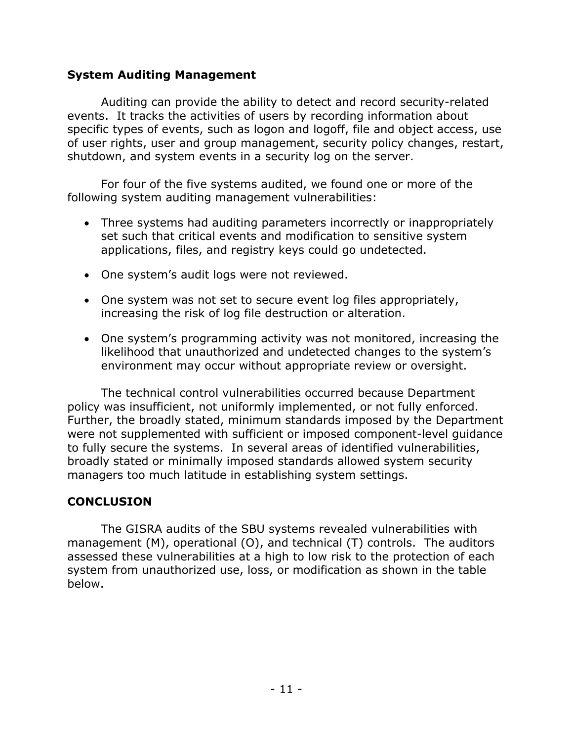### System Auditing Management

Auditing can provide the ability to detect and record security-related events. It tracks the activities of users by recording information about specific types of events, such as logon and logoff, file and object access, use of user rights, user and group management, security policy changes, restart, shutdown, and system events in a security log on the server.

For four of the five systems audited, we found one or more of the following system auditing management vulnerabilities:

- Three systems had auditing parameters incorrectly or inappropriately set such that critical events and modification to sensitive system applications, files, and registry keys could go undetected.
- One system's audit logs were not reviewed.
- One system was not set to secure event log files appropriately, increasing the risk of log file destruction or alteration.
- One system's programming activity was not monitored, increasing the likelihood that unauthorized and undetected changes to the system's environment may occur without appropriate review or oversight.

The technical control vulnerabilities occurred because Department policy was insufficient, not uniformly implemented, or not fully enforced. Further, the broadly stated, minimum standards imposed by the Department were not supplemented with sufficient or imposed component-level guidance to fully secure the systems. In several areas of identified vulnerabilities, broadly stated or minimally imposed standards allowed system security managers too much latitude in establishing system settings.

## CONCLUSION

The GISRA audits of the SBU systems revealed vulnerabilities with management (M), operational (O), and technical (T) controls. The auditors assessed these vulnerabilities at a high to low risk to the protection of each system from unauthorized use, loss, or modification as shown in the table below.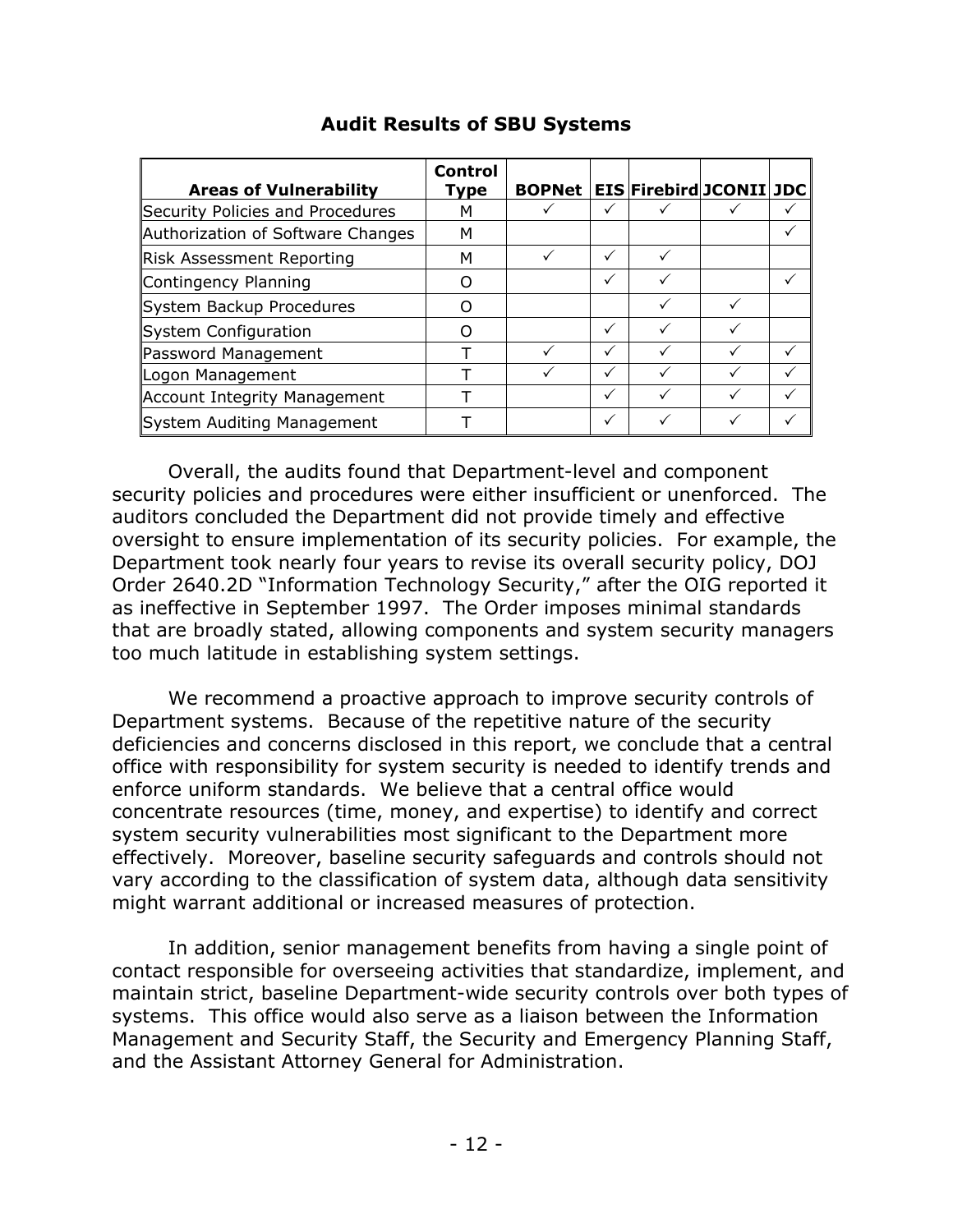**Audit Results of SBU Systems**

| Areas of Vulnerability | Control Type | BOPNet | EIS | Firebird | JCONII | JDC |
|---|---|---|---|---|---|---|
| Security Policies and Procedures | M | ✓ | ✓ | ✓ | ✓ | ✓ |
| Authorization of Software Changes | M | | | | | ✓ |
| Risk Assessment Reporting | M | ✓ | ✓ | ✓ | | |
| Contingency Planning | O | | ✓ | ✓ | | ✓ |
| System Backup Procedures | O | | | ✓ | ✓ | |
| System Configuration | O | | ✓ | ✓ | ✓ | |
| Password Management | T | ✓ | ✓ | ✓ | ✓ | ✓ |
| Logon Management | T | ✓ | ✓ | ✓ | ✓ | ✓ |
| Account Integrity Management | T | | ✓ | ✓ | ✓ | ✓ |
| System Auditing Management | T | | ✓ | ✓ | ✓ | ✓ |

Overall, the audits found that Department-level and component security policies and procedures were either insufficient or unenforced. The auditors concluded the Department did not provide timely and effective oversight to ensure implementation of its security policies. For example, the Department took nearly four years to revise its overall security policy, DOJ Order 2640.2D "Information Technology Security," after the OIG reported it as ineffective in September 1997. The Order imposes minimal standards that are broadly stated, allowing components and system security managers too much latitude in establishing system settings.

We recommend a proactive approach to improve security controls of Department systems. Because of the repetitive nature of the security deficiencies and concerns disclosed in this report, we conclude that a central office with responsibility for system security is needed to identify trends and enforce uniform standards. We believe that a central office would concentrate resources (time, money, and expertise) to identify and correct system security vulnerabilities most significant to the Department more effectively. Moreover, baseline security safeguards and controls should not vary according to the classification of system data, although data sensitivity might warrant additional or increased measures of protection.

In addition, senior management benefits from having a single point of contact responsible for overseeing activities that standardize, implement, and maintain strict, baseline Department-wide security controls over both types of systems. This office would also serve as a liaison between the Information Management and Security Staff, the Security and Emergency Planning Staff, and the Assistant Attorney General for Administration.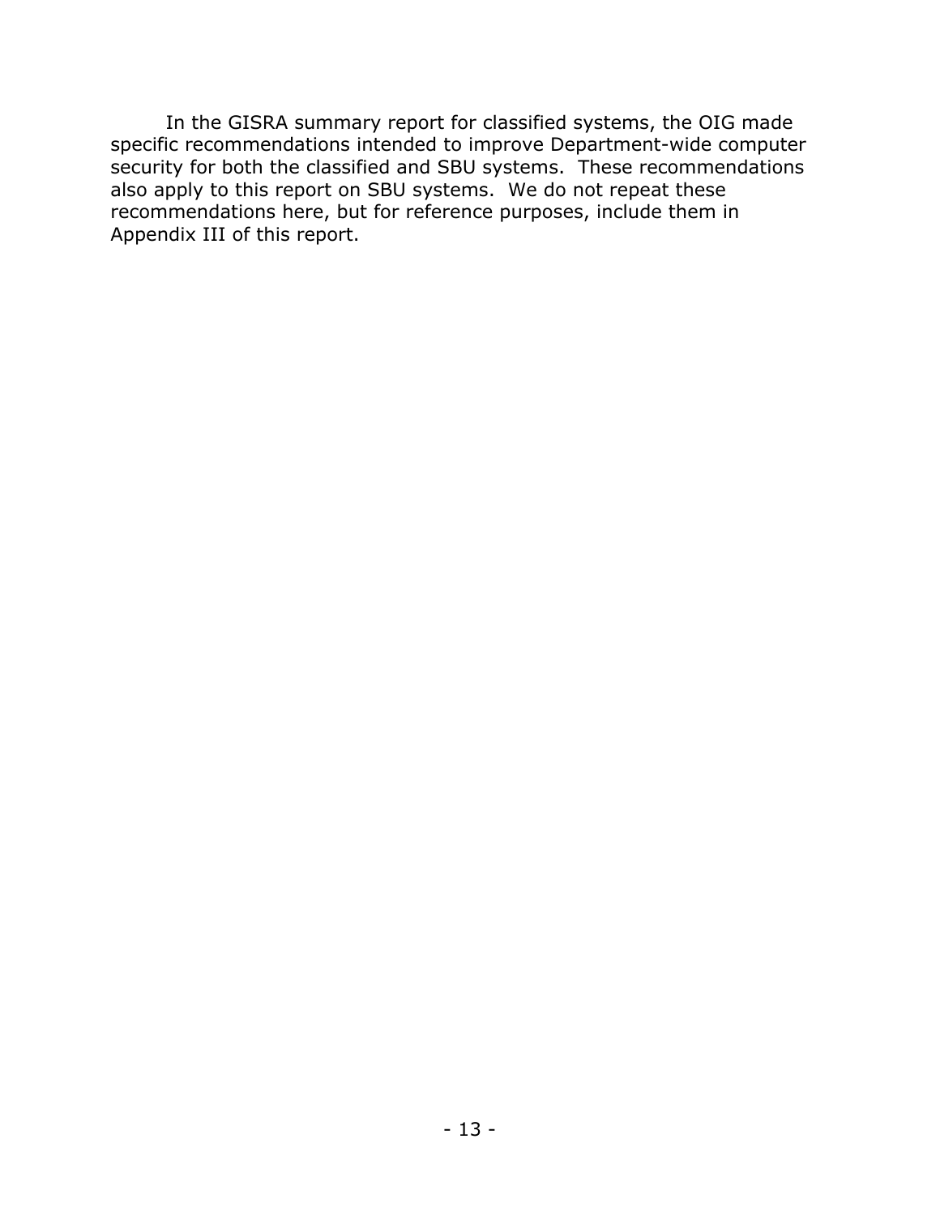In the GISRA summary report for classified systems, the OIG made specific recommendations intended to improve Department-wide computer security for both the classified and SBU systems. These recommendations also apply to this report on SBU systems. We do not repeat these recommendations here, but for reference purposes, include them in Appendix III of this report.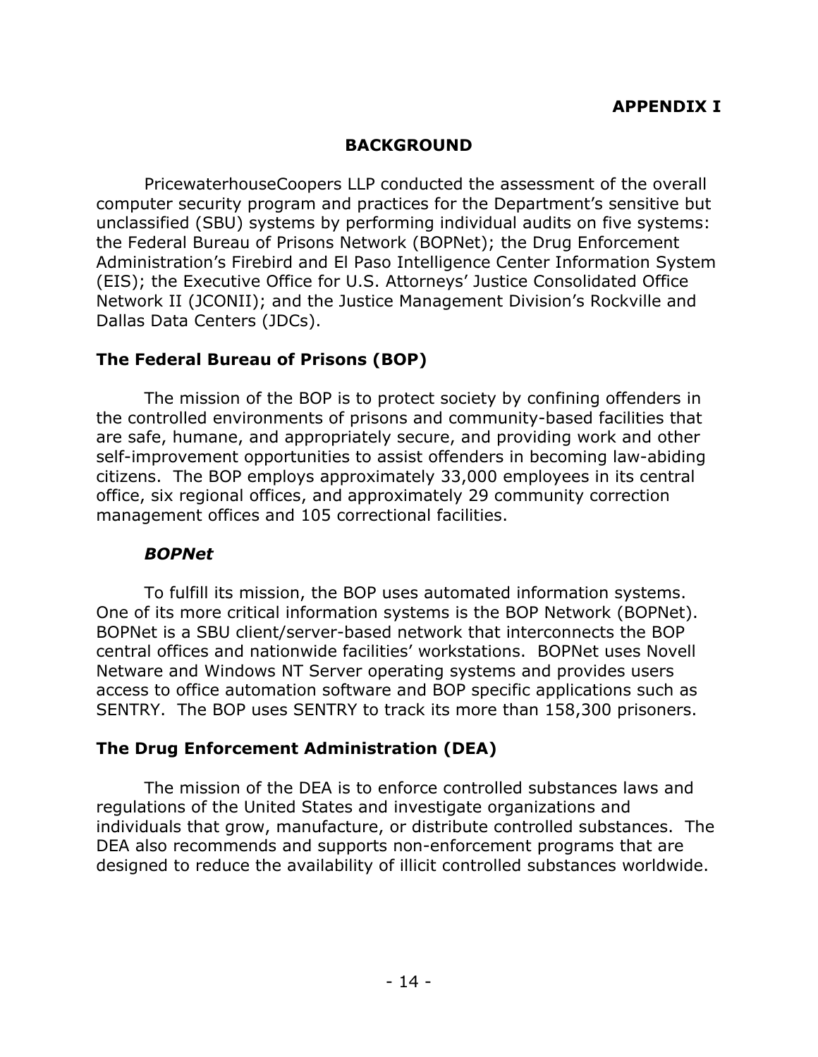**APPENDIX I**

## BACKGROUND

PricewaterhouseCoopers LLP conducted the assessment of the overall computer security program and practices for the Department's sensitive but unclassified (SBU) systems by performing individual audits on five systems: the Federal Bureau of Prisons Network (BOPNet); the Drug Enforcement Administration's Firebird and El Paso Intelligence Center Information System (EIS); the Executive Office for U.S. Attorneys' Justice Consolidated Office Network II (JCONII); and the Justice Management Division's Rockville and Dallas Data Centers (JDCs).

### The Federal Bureau of Prisons (BOP)

The mission of the BOP is to protect society by confining offenders in the controlled environments of prisons and community-based facilities that are safe, humane, and appropriately secure, and providing work and other self-improvement opportunities to assist offenders in becoming law-abiding citizens. The BOP employs approximately 33,000 employees in its central office, six regional offices, and approximately 29 community correction management offices and 105 correctional facilities.

#### *BOPNet*

To fulfill its mission, the BOP uses automated information systems. One of its more critical information systems is the BOP Network (BOPNet). BOPNet is a SBU client/server-based network that interconnects the BOP central offices and nationwide facilities' workstations. BOPNet uses Novell Netware and Windows NT Server operating systems and provides users access to office automation software and BOP specific applications such as SENTRY. The BOP uses SENTRY to track its more than 158,300 prisoners.

### The Drug Enforcement Administration (DEA)

The mission of the DEA is to enforce controlled substances laws and regulations of the United States and investigate organizations and individuals that grow, manufacture, or distribute controlled substances. The DEA also recommends and supports non-enforcement programs that are designed to reduce the availability of illicit controlled substances worldwide.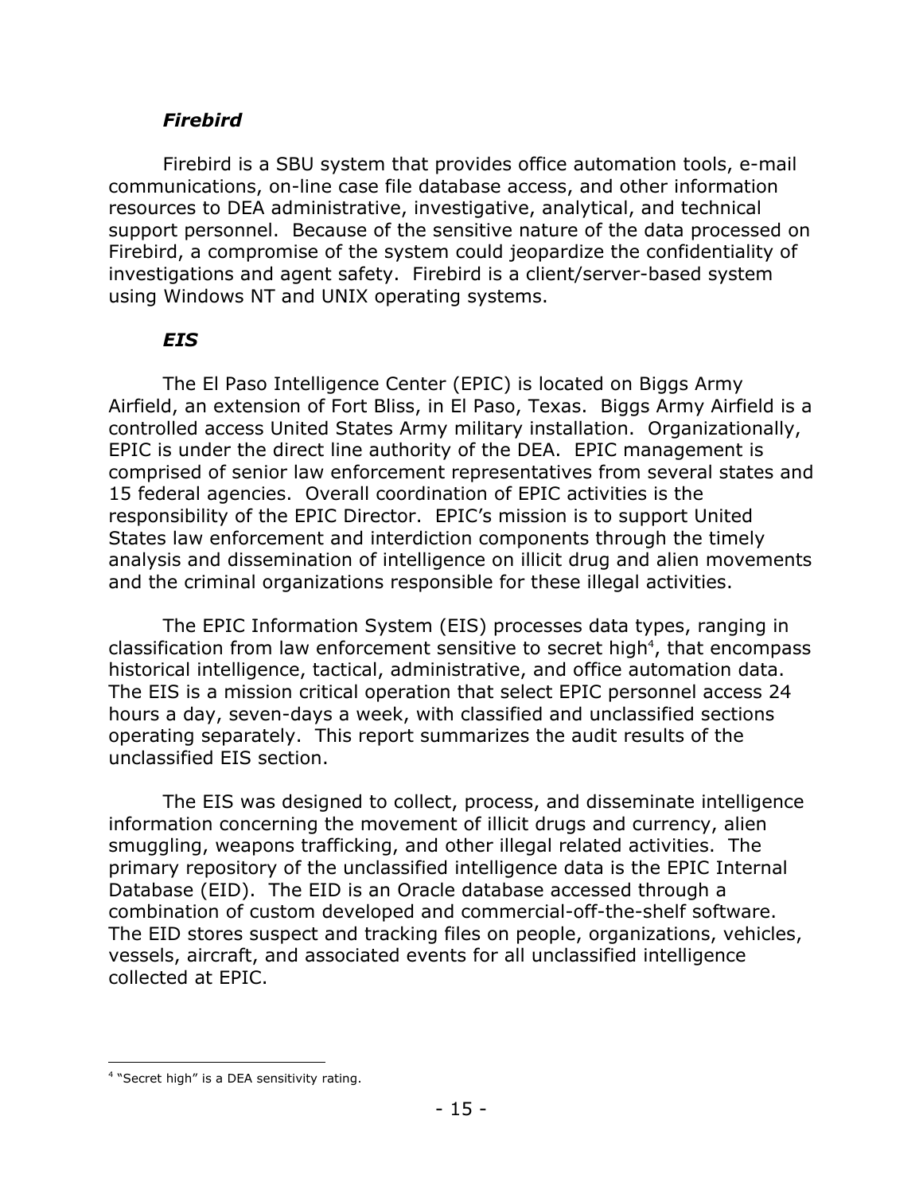### *Firebird*

Firebird is a SBU system that provides office automation tools, e-mail communications, on-line case file database access, and other information resources to DEA administrative, investigative, analytical, and technical support personnel. Because of the sensitive nature of the data processed on Firebird, a compromise of the system could jeopardize the confidentiality of investigations and agent safety. Firebird is a client/server-based system using Windows NT and UNIX operating systems.

### *EIS*

The El Paso Intelligence Center (EPIC) is located on Biggs Army Airfield, an extension of Fort Bliss, in El Paso, Texas. Biggs Army Airfield is a controlled access United States Army military installation. Organizationally, EPIC is under the direct line authority of the DEA. EPIC management is comprised of senior law enforcement representatives from several states and 15 federal agencies. Overall coordination of EPIC activities is the responsibility of the EPIC Director. EPIC's mission is to support United States law enforcement and interdiction components through the timely analysis and dissemination of intelligence on illicit drug and alien movements and the criminal organizations responsible for these illegal activities.

The EPIC Information System (EIS) processes data types, ranging in classification from law enforcement sensitive to secret high[4], that encompass historical intelligence, tactical, administrative, and office automation data. The EIS is a mission critical operation that select EPIC personnel access 24 hours a day, seven-days a week, with classified and unclassified sections operating separately. This report summarizes the audit results of the unclassified EIS section.

The EIS was designed to collect, process, and disseminate intelligence information concerning the movement of illicit drugs and currency, alien smuggling, weapons trafficking, and other illegal related activities. The primary repository of the unclassified intelligence data is the EPIC Internal Database (EID). The EID is an Oracle database accessed through a combination of custom developed and commercial-off-the-shelf software. The EID stores suspect and tracking files on people, organizations, vehicles, vessels, aircraft, and associated events for all unclassified intelligence collected at EPIC.

---

[4] "Secret high" is a DEA sensitivity rating.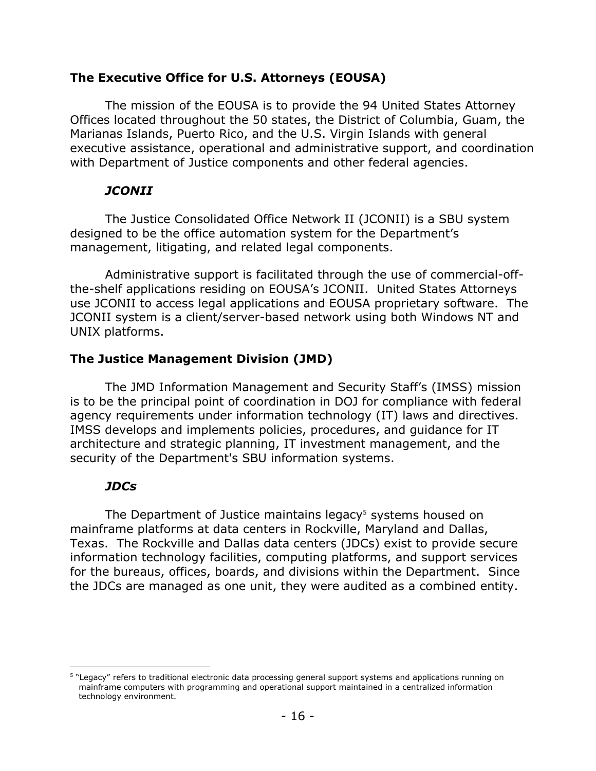## The Executive Office for U.S. Attorneys (EOUSA)

The mission of the EOUSA is to provide the 94 United States Attorney Offices located throughout the 50 states, the District of Columbia, Guam, the Marianas Islands, Puerto Rico, and the U.S. Virgin Islands with general executive assistance, operational and administrative support, and coordination with Department of Justice components and other federal agencies.

### *JCONII*

The Justice Consolidated Office Network II (JCONII) is a SBU system designed to be the office automation system for the Department's management, litigating, and related legal components.

Administrative support is facilitated through the use of commercial-off-the-shelf applications residing on EOUSA's JCONII. United States Attorneys use JCONII to access legal applications and EOUSA proprietary software. The JCONII system is a client/server-based network using both Windows NT and UNIX platforms.

## The Justice Management Division (JMD)

The JMD Information Management and Security Staff's (IMSS) mission is to be the principal point of coordination in DOJ for compliance with federal agency requirements under information technology (IT) laws and directives. IMSS develops and implements policies, procedures, and guidance for IT architecture and strategic planning, IT investment management, and the security of the Department's SBU information systems.

### *JDCs*

The Department of Justice maintains legacy[5] systems housed on mainframe platforms at data centers in Rockville, Maryland and Dallas, Texas. The Rockville and Dallas data centers (JDCs) exist to provide secure information technology facilities, computing platforms, and support services for the bureaus, offices, boards, and divisions within the Department. Since the JDCs are managed as one unit, they were audited as a combined entity.

---

[5] "Legacy" refers to traditional electronic data processing general support systems and applications running on mainframe computers with programming and operational support maintained in a centralized information technology environment.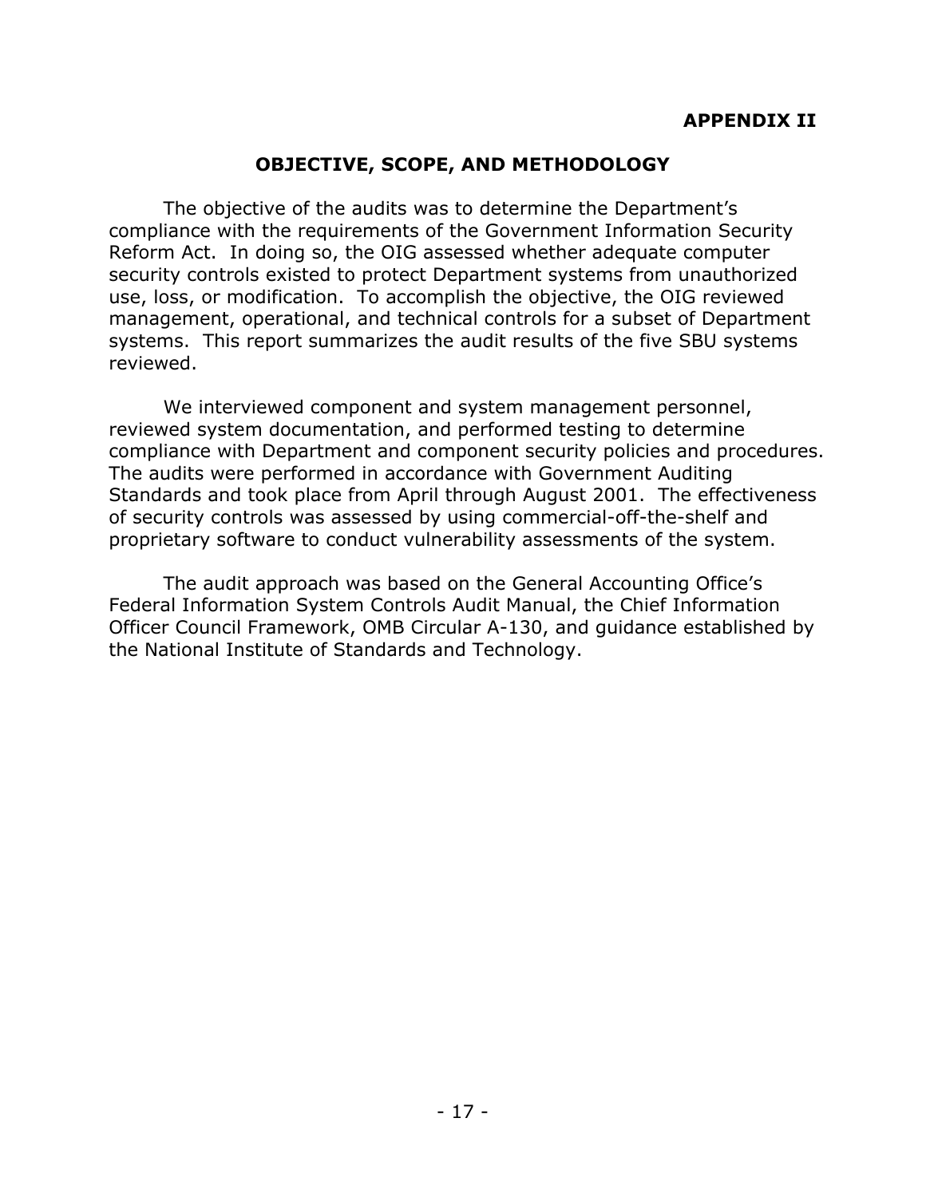**APPENDIX II**

## OBJECTIVE, SCOPE, AND METHODOLOGY

The objective of the audits was to determine the Department's compliance with the requirements of the Government Information Security Reform Act. In doing so, the OIG assessed whether adequate computer security controls existed to protect Department systems from unauthorized use, loss, or modification. To accomplish the objective, the OIG reviewed management, operational, and technical controls for a subset of Department systems. This report summarizes the audit results of the five SBU systems reviewed.

We interviewed component and system management personnel, reviewed system documentation, and performed testing to determine compliance with Department and component security policies and procedures. The audits were performed in accordance with Government Auditing Standards and took place from April through August 2001. The effectiveness of security controls was assessed by using commercial-off-the-shelf and proprietary software to conduct vulnerability assessments of the system.

The audit approach was based on the General Accounting Office's Federal Information System Controls Audit Manual, the Chief Information Officer Council Framework, OMB Circular A-130, and guidance established by the National Institute of Standards and Technology.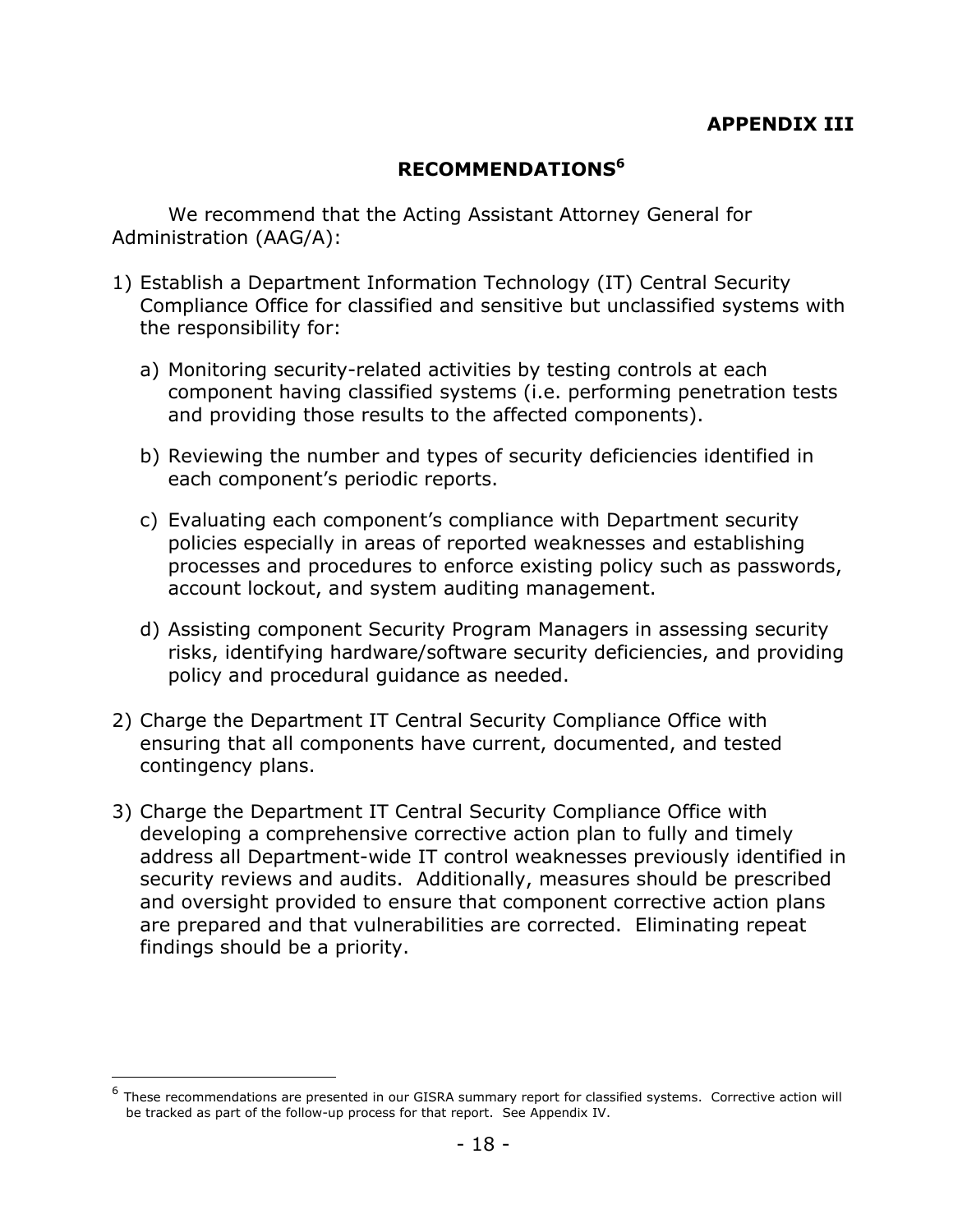# APPENDIX III

## RECOMMENDATIONS[6]

We recommend that the Acting Assistant Attorney General for Administration (AAG/A):

1) Establish a Department Information Technology (IT) Central Security Compliance Office for classified and sensitive but unclassified systems with the responsibility for:

   a) Monitoring security-related activities by testing controls at each component having classified systems (i.e. performing penetration tests and providing those results to the affected components).

   b) Reviewing the number and types of security deficiencies identified in each component's periodic reports.

   c) Evaluating each component's compliance with Department security policies especially in areas of reported weaknesses and establishing processes and procedures to enforce existing policy such as passwords, account lockout, and system auditing management.

   d) Assisting component Security Program Managers in assessing security risks, identifying hardware/software security deficiencies, and providing policy and procedural guidance as needed.

2) Charge the Department IT Central Security Compliance Office with ensuring that all components have current, documented, and tested contingency plans.

3) Charge the Department IT Central Security Compliance Office with developing a comprehensive corrective action plan to fully and timely address all Department-wide IT control weaknesses previously identified in security reviews and audits. Additionally, measures should be prescribed and oversight provided to ensure that component corrective action plans are prepared and that vulnerabilities are corrected. Eliminating repeat findings should be a priority.

---

[6] These recommendations are presented in our GISRA summary report for classified systems. Corrective action will be tracked as part of the follow-up process for that report. See Appendix IV.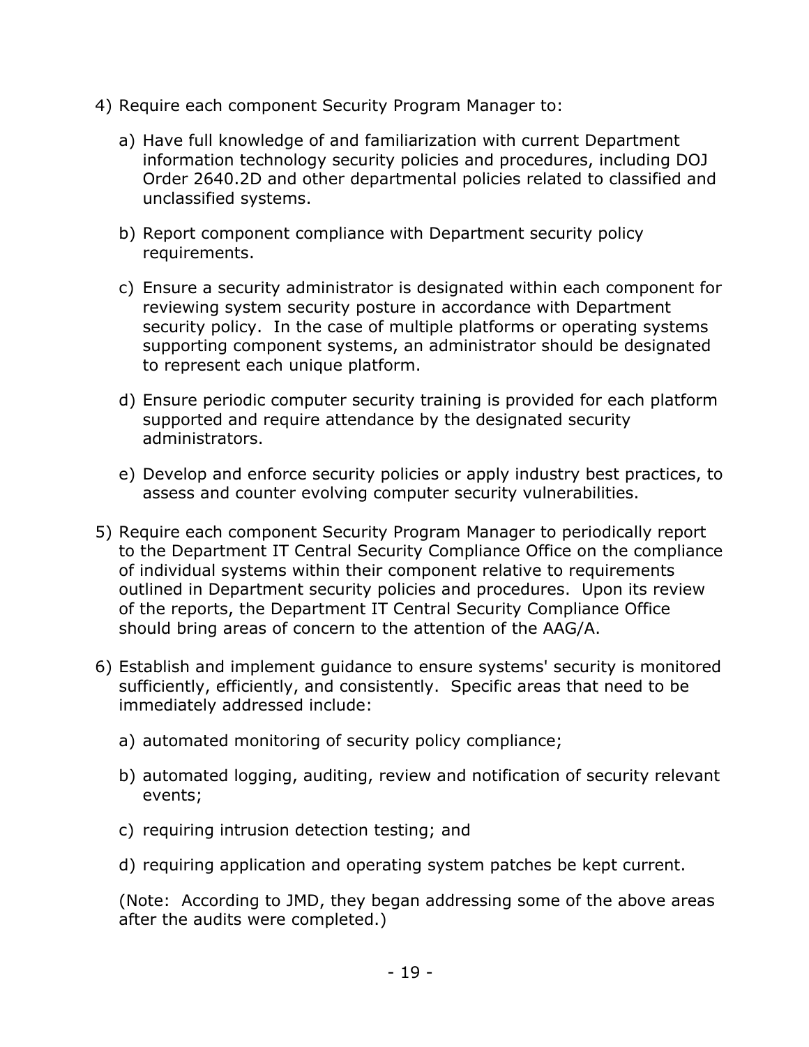4) Require each component Security Program Manager to:

   a) Have full knowledge of and familiarization with current Department information technology security policies and procedures, including DOJ Order 2640.2D and other departmental policies related to classified and unclassified systems.

   b) Report component compliance with Department security policy requirements.

   c) Ensure a security administrator is designated within each component for reviewing system security posture in accordance with Department security policy. In the case of multiple platforms or operating systems supporting component systems, an administrator should be designated to represent each unique platform.

   d) Ensure periodic computer security training is provided for each platform supported and require attendance by the designated security administrators.

   e) Develop and enforce security policies or apply industry best practices, to assess and counter evolving computer security vulnerabilities.

5) Require each component Security Program Manager to periodically report to the Department IT Central Security Compliance Office on the compliance of individual systems within their component relative to requirements outlined in Department security policies and procedures. Upon its review of the reports, the Department IT Central Security Compliance Office should bring areas of concern to the attention of the AAG/A.

6) Establish and implement guidance to ensure systems' security is monitored sufficiently, efficiently, and consistently. Specific areas that need to be immediately addressed include:

   a) automated monitoring of security policy compliance;

   b) automated logging, auditing, review and notification of security relevant events;

   c) requiring intrusion detection testing; and

   d) requiring application and operating system patches be kept current.

   (Note: According to JMD, they began addressing some of the above areas after the audits were completed.)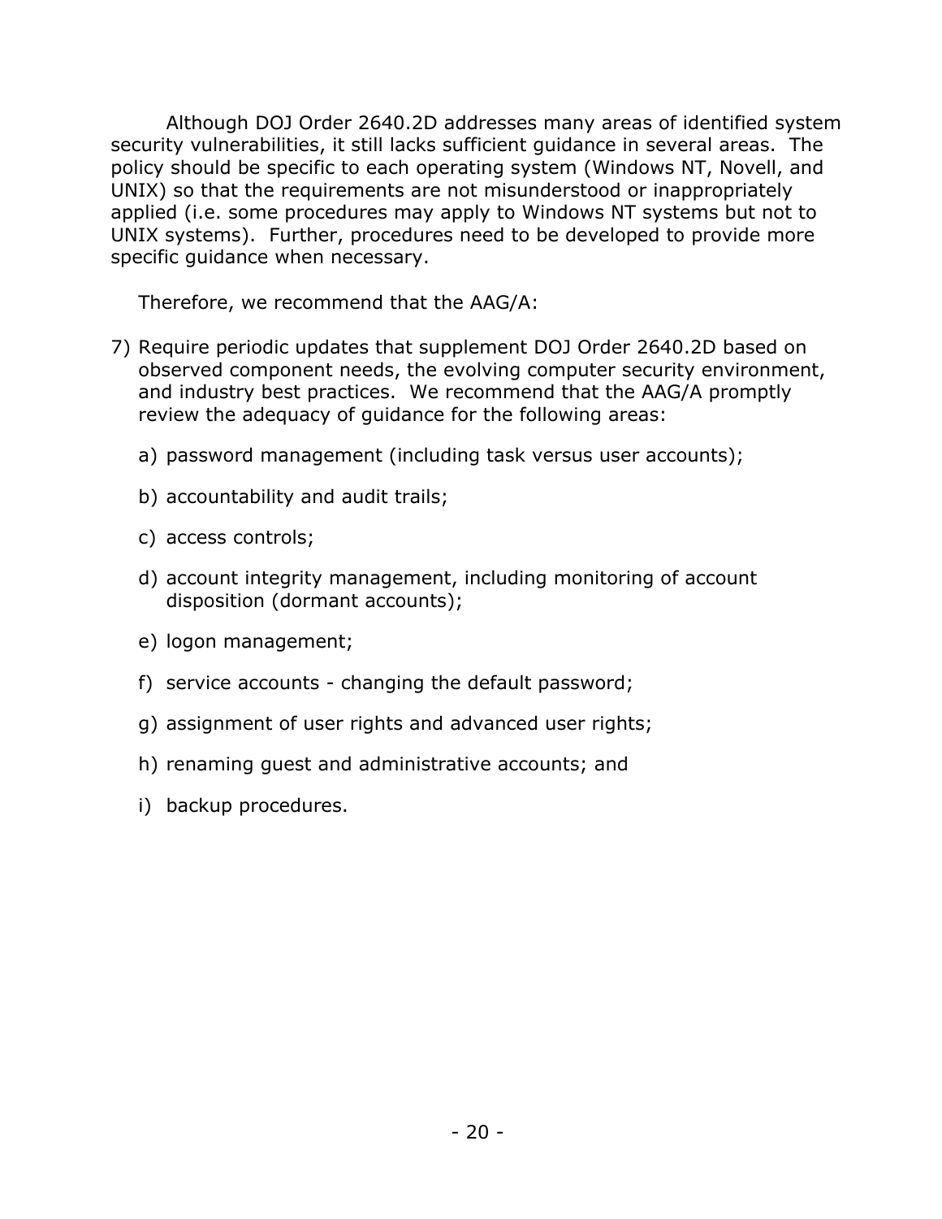Although DOJ Order 2640.2D addresses many areas of identified system security vulnerabilities, it still lacks sufficient guidance in several areas. The policy should be specific to each operating system (Windows NT, Novell, and UNIX) so that the requirements are not misunderstood or inappropriately applied (i.e. some procedures may apply to Windows NT systems but not to UNIX systems). Further, procedures need to be developed to provide more specific guidance when necessary.

Therefore, we recommend that the AAG/A:

7) Require periodic updates that supplement DOJ Order 2640.2D based on observed component needs, the evolving computer security environment, and industry best practices. We recommend that the AAG/A promptly review the adequacy of guidance for the following areas:

   a) password management (including task versus user accounts);

   b) accountability and audit trails;

   c) access controls;

   d) account integrity management, including monitoring of account disposition (dormant accounts);

   e) logon management;

   f) service accounts - changing the default password;

   g) assignment of user rights and advanced user rights;

   h) renaming guest and administrative accounts; and

   i) backup procedures.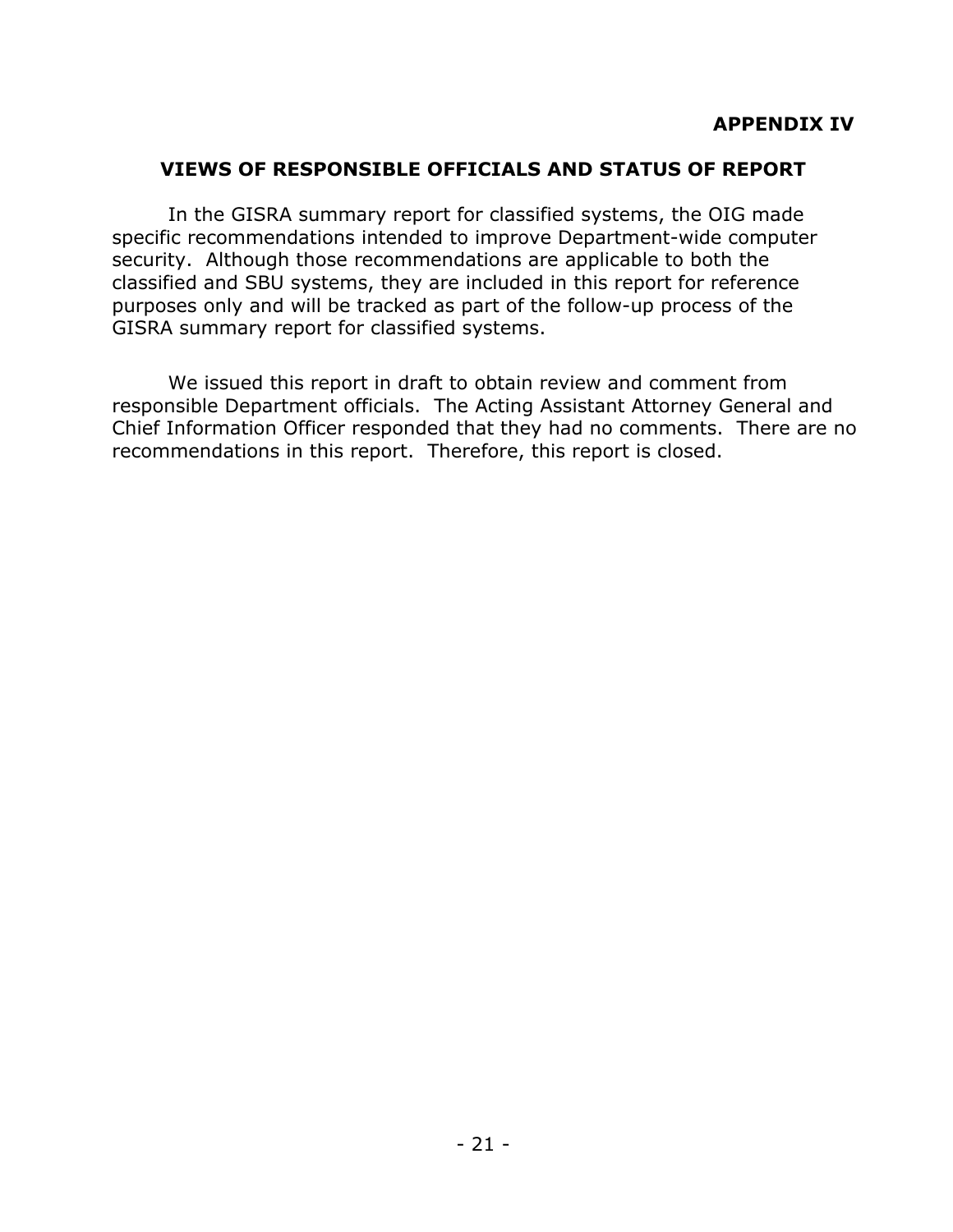# APPENDIX IV

## VIEWS OF RESPONSIBLE OFFICIALS AND STATUS OF REPORT

In the GISRA summary report for classified systems, the OIG made specific recommendations intended to improve Department-wide computer security. Although those recommendations are applicable to both the classified and SBU systems, they are included in this report for reference purposes only and will be tracked as part of the follow-up process of the GISRA summary report for classified systems.

We issued this report in draft to obtain review and comment from responsible Department officials. The Acting Assistant Attorney General and Chief Information Officer responded that they had no comments. There are no recommendations in this report. Therefore, this report is closed.